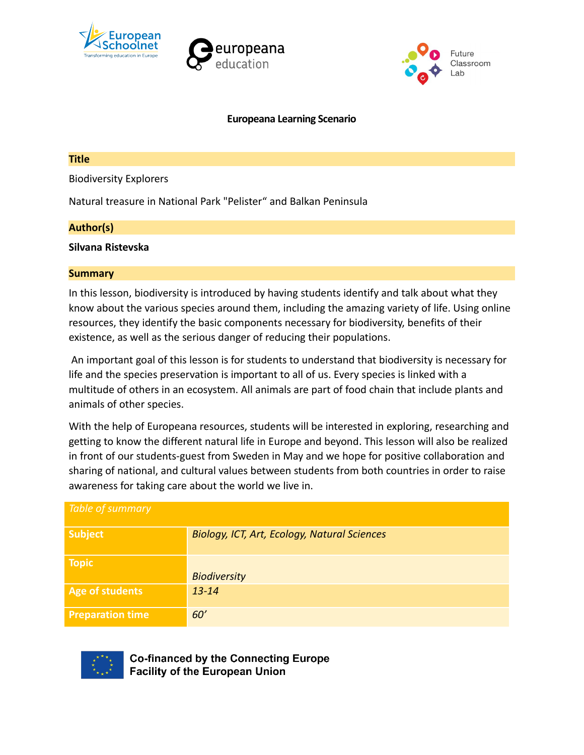**Europeana Learning Scenario**

## Title

Biodiversity Explorers

Natural treasure in National Park "Pelister“ and Balkan Peninsula

## Author(s)

**Silvana Ristevska**

## Summary

In this lesson, biodiversity is introduced by having students identify and talk about what they know about the various species around them, including the amazing variety of life. Using online resources, they identify the basic components necessary for biodiversity, benefits of their existence, as well as the serious danger of reducing their populations.

An important goal of this lesson is for students to understand that biodiversity is necessary for life and the species preservation is important to all of us. Every species is linked with a multitude of others in an ecosystem. All animals are part of food chain that include plants and animals of other species.

With the help of Europeana resources, students will be interested in exploring, researching and getting to know the different natural life in Europe and beyond. This lesson will also be realized in front of our students-guest from Sweden in May and we hope for positive collaboration and sharing of national, and cultural values between students from both countries in order to raise awareness for taking care about the world we live in.

| *Table of summary* | |
|---|---|
| **Subject** | *Biology, ICT, Art, Ecology, Natural Sciences* |
| **Topic** | *Biodiversity* |
| **Age of students** | *13-14* |
| **Preparation time** | *60’* |

Co-financed by the Connecting Europe Facility of the European Union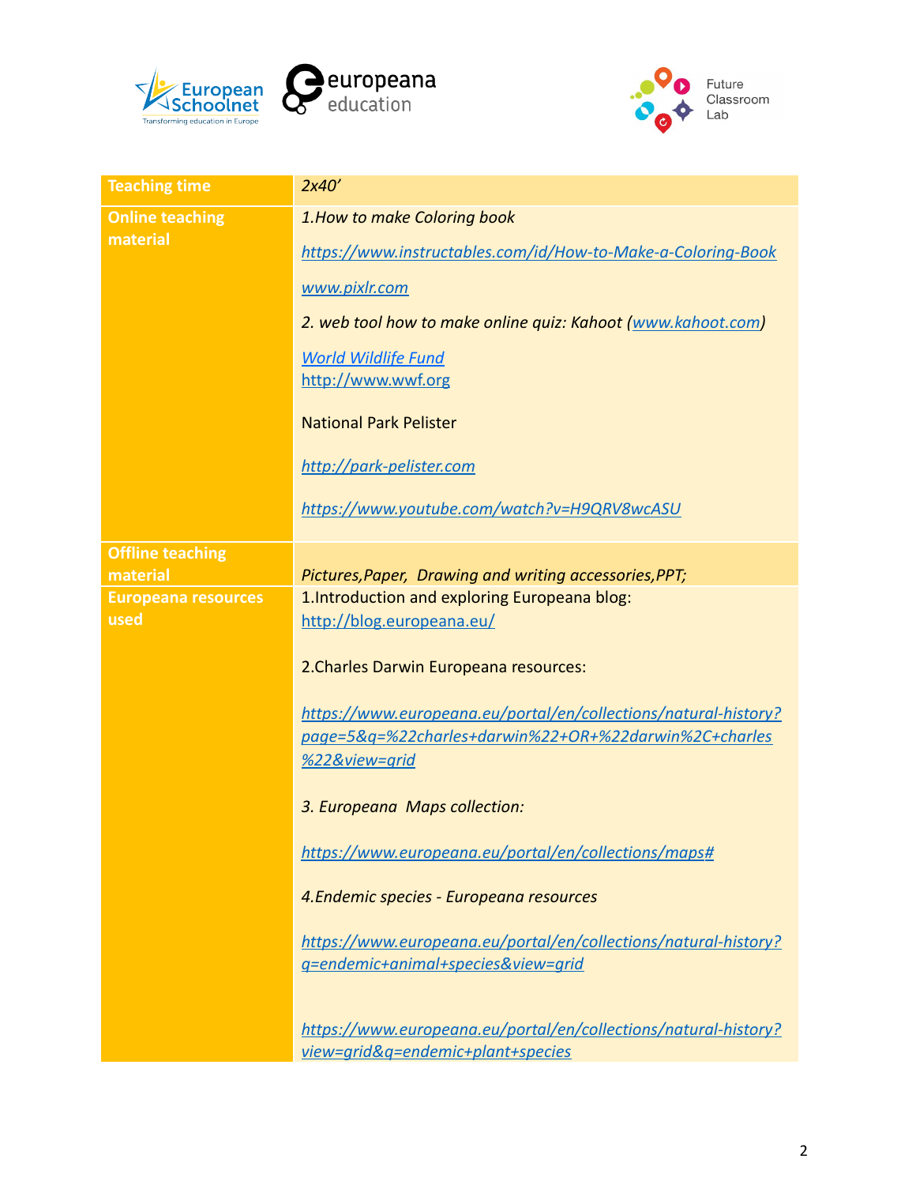| Teaching time | *2x40’* |
|---|---|
| Online teaching material | *1.How to make Coloring book*<br><br>*https://www.instructables.com/id/How-to-Make-a-Coloring-Book*<br><br>*www.pixlr.com*<br><br>*2. web tool how to make online quiz: Kahoot (www.kahoot.com)*<br><br>*World Wildlife Fund*<br>http://www.wwf.org<br><br>National Park Pelister<br><br>*http://park-pelister.com*<br><br>*https://www.youtube.com/watch?v=H9QRV8wcASU* |
| Offline teaching material | *Pictures,Paper,  Drawing and writing accessories,PPT;* |
| Europeana resources used | 1.Introduction and exploring Europeana blog:<br>http://blog.europeana.eu/<br><br>2.Charles Darwin Europeana resources:<br><br>*https://www.europeana.eu/portal/en/collections/natural-history?page=5&q=%22charles+darwin%22+OR+%22darwin%2C+charles%22&view=grid*<br><br>*3. Europeana  Maps collection:*<br><br>*https://www.europeana.eu/portal/en/collections/maps#*<br><br>*4.Endemic species - Europeana resources*<br><br>*https://www.europeana.eu/portal/en/collections/natural-history?q=endemic+animal+species&view=grid*<br><br>*https://www.europeana.eu/portal/en/collections/natural-history?view=grid&q=endemic+plant+species* |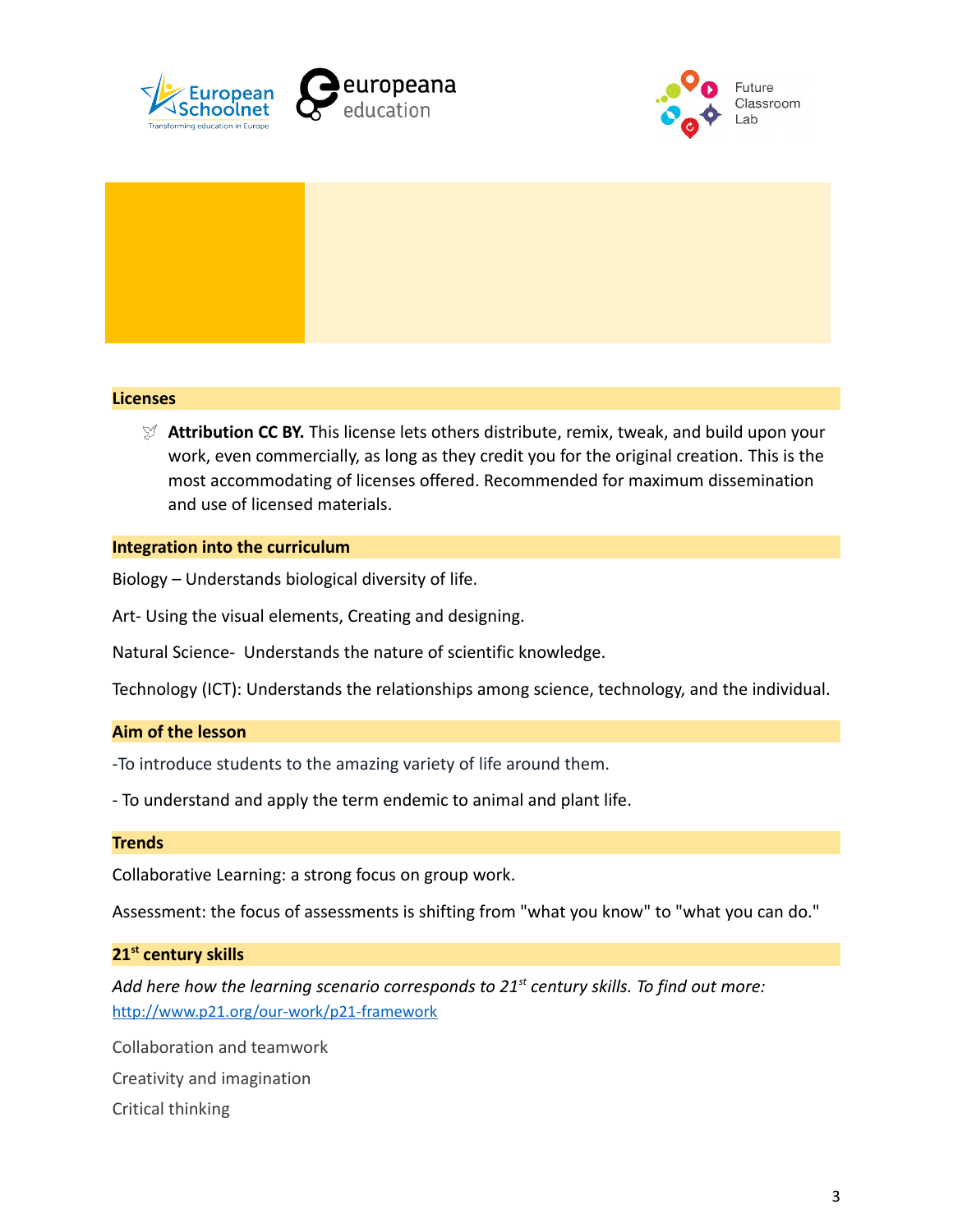## Licenses

- **Attribution CC BY.** This license lets others distribute, remix, tweak, and build upon your work, even commercially, as long as they credit you for the original creation. This is the most accommodating of licenses offered. Recommended for maximum dissemination and use of licensed materials.

## Integration into the curriculum

Biology – Understands biological diversity of life.

Art- Using the visual elements, Creating and designing.

Natural Science- Understands the nature of scientific knowledge.

Technology (ICT): Understands the relationships among science, technology, and the individual.

## Aim of the lesson

-To introduce students to the amazing variety of life around them.

- To understand and apply the term endemic to animal and plant life.

## Trends

Collaborative Learning: a strong focus on group work.

Assessment: the focus of assessments is shifting from "what you know" to "what you can do."

## 21st century skills

*Add here how the learning scenario corresponds to 21st century skills. To find out more:* http://www.p21.org/our-work/p21-framework

Collaboration and teamwork

Creativity and imagination

Critical thinking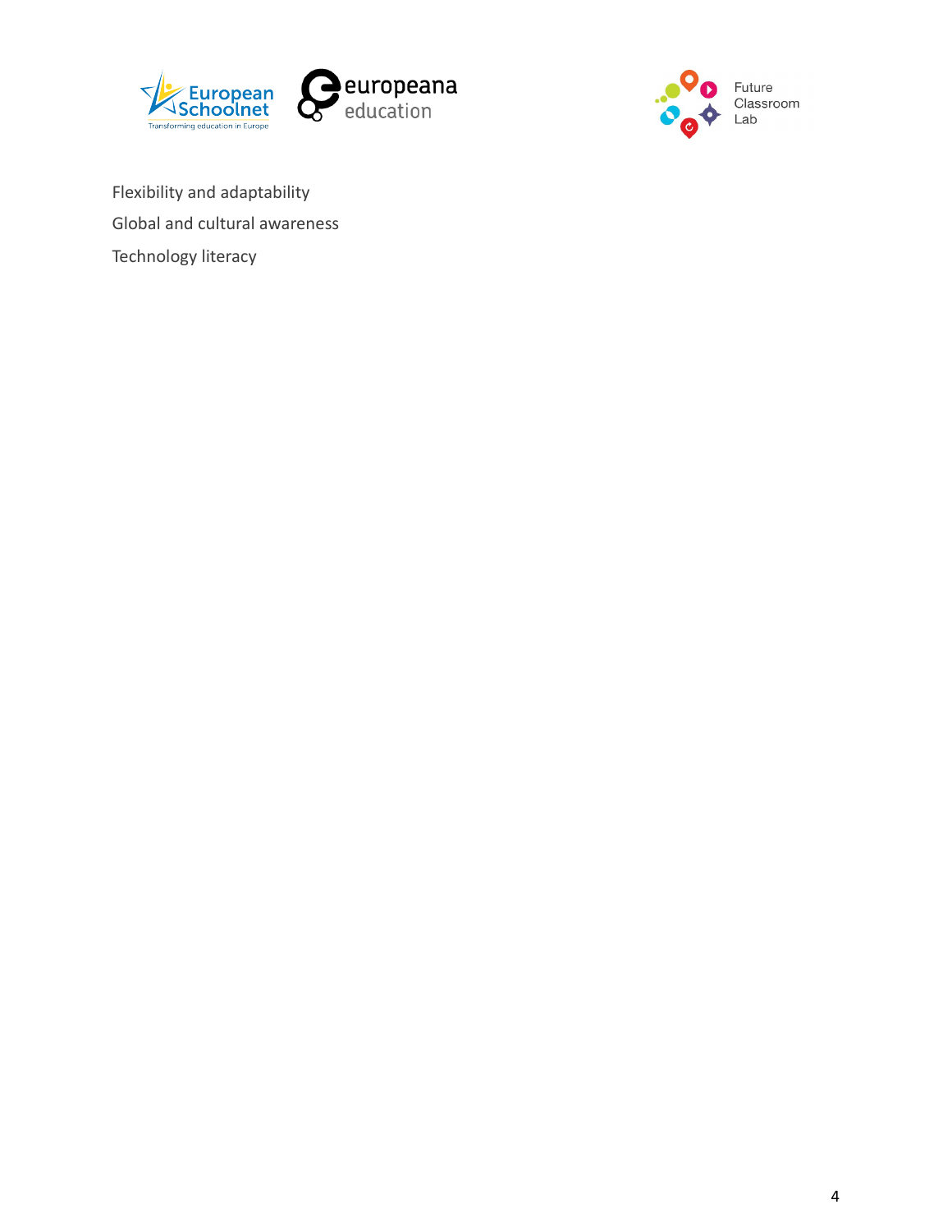Flexibility and adaptability

Global and cultural awareness

Technology literacy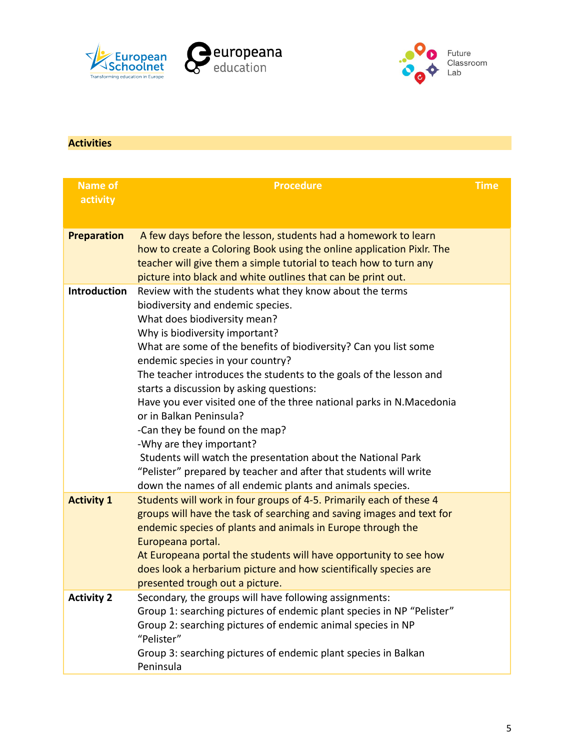## Activities

| Name of activity | Procedure | Time |
|---|---|---|
| **Preparation** | A few days before the lesson, students had a homework to learn how to create a Coloring Book using the online application Pixlr. The teacher will give them a simple tutorial to teach how to turn any picture into black and white outlines that can be print out. | |
| **Introduction** | Review with the students what they know about the terms biodiversity and endemic species.<br>What does biodiversity mean?<br>Why is biodiversity important?<br>What are some of the benefits of biodiversity? Can you list some endemic species in your country?<br>The teacher introduces the students to the goals of the lesson and starts a discussion by asking questions:<br>Have you ever visited one of the three national parks in N.Macedonia or in Balkan Peninsula?<br>-Can they be found on the map?<br>-Why are they important?<br>Students will watch the presentation about the National Park "Pelister" prepared by teacher and after that students will write down the names of all endemic plants and animals species. | |
| **Activity 1** | Students will work in four groups of 4-5. Primarily each of these 4 groups will have the task of searching and saving images and text for endemic species of plants and animals in Europe through the Europeana portal.<br>At Europeana portal the students will have opportunity to see how does look a herbarium picture and how scientifically species are presented trough out a picture. | |
| **Activity 2** | Secondary, the groups will have following assignments:<br>Group 1: searching pictures of endemic plant species in NP "Pelister"<br>Group 2: searching pictures of endemic animal species in NP "Pelister"<br>Group 3: searching pictures of endemic plant species in Balkan Peninsula | |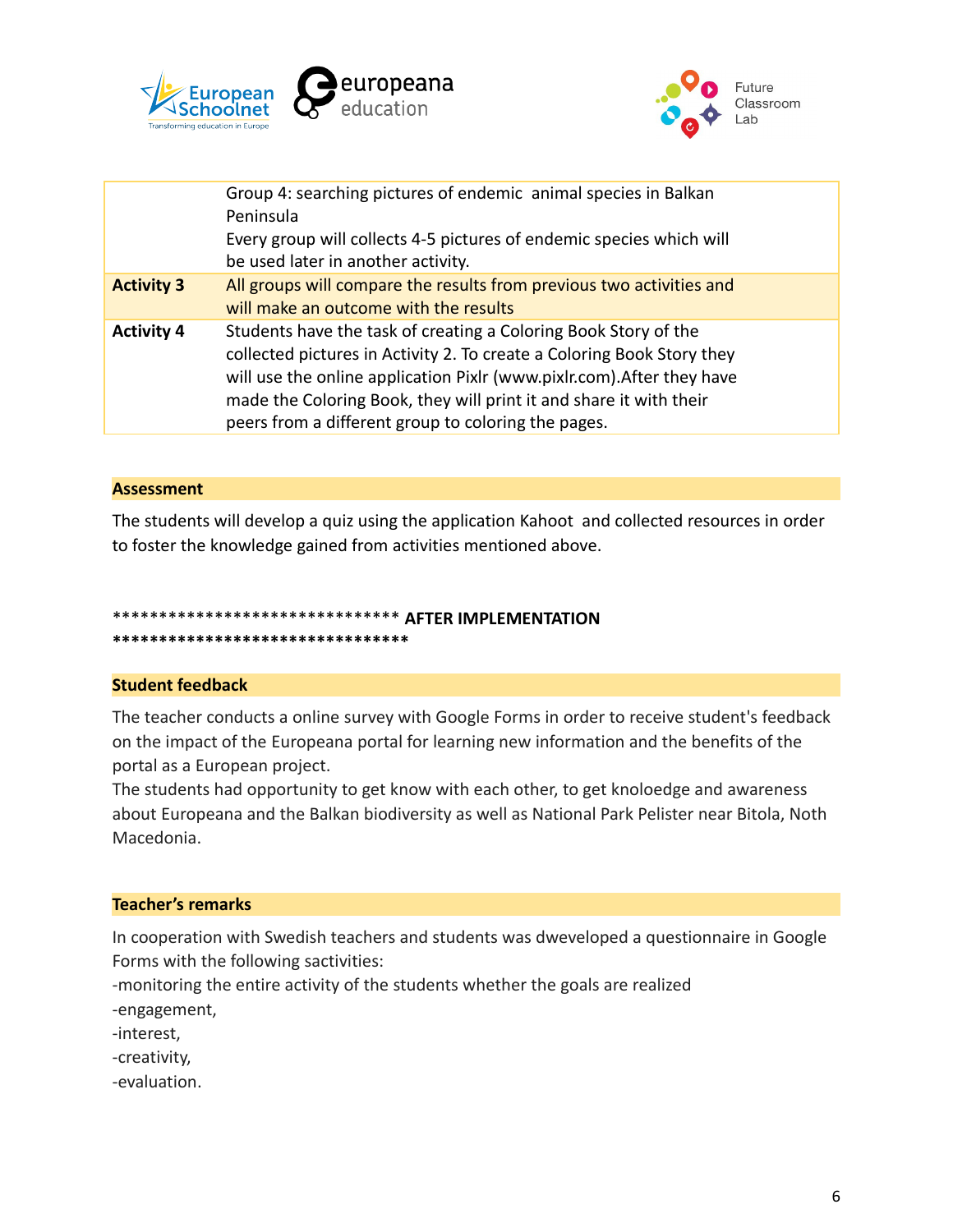| | |
|---|---|
| | Group 4: searching pictures of endemic animal species in Balkan Peninsula<br>Every group will collects 4-5 pictures of endemic species which will be used later in another activity. |
| **Activity 3** | All groups will compare the results from previous two activities and will make an outcome with the results |
| **Activity 4** | Students have the task of creating a Coloring Book Story of the collected pictures in Activity 2. To create a Coloring Book Story they will use the online application Pixlr (www.pixlr.com).After they have made the Coloring Book, they will print it and share it with their peers from a different group to coloring the pages. |

**Assessment**

The students will develop a quiz using the application Kahoot and collected resources in order to foster the knowledge gained from activities mentioned above.

****************************** **AFTER IMPLEMENTATION** ********************************

**Student feedback**

The teacher conducts a online survey with Google Forms in order to receive student's feedback on the impact of the Europeana portal for learning new information and the benefits of the portal as a European project.

The students had opportunity to get know with each other, to get knoloedge and awareness about Europeana and the Balkan biodiversity as well as National Park Pelister near Bitola, Noth Macedonia.

**Teacher's remarks**

In cooperation with Swedish teachers and students was dweveloped a questionnaire in Google Forms with the following sactivities:

-monitoring the entire activity of the students whether the goals are realized

-engagement,

-interest,

-creativity,

-evaluation.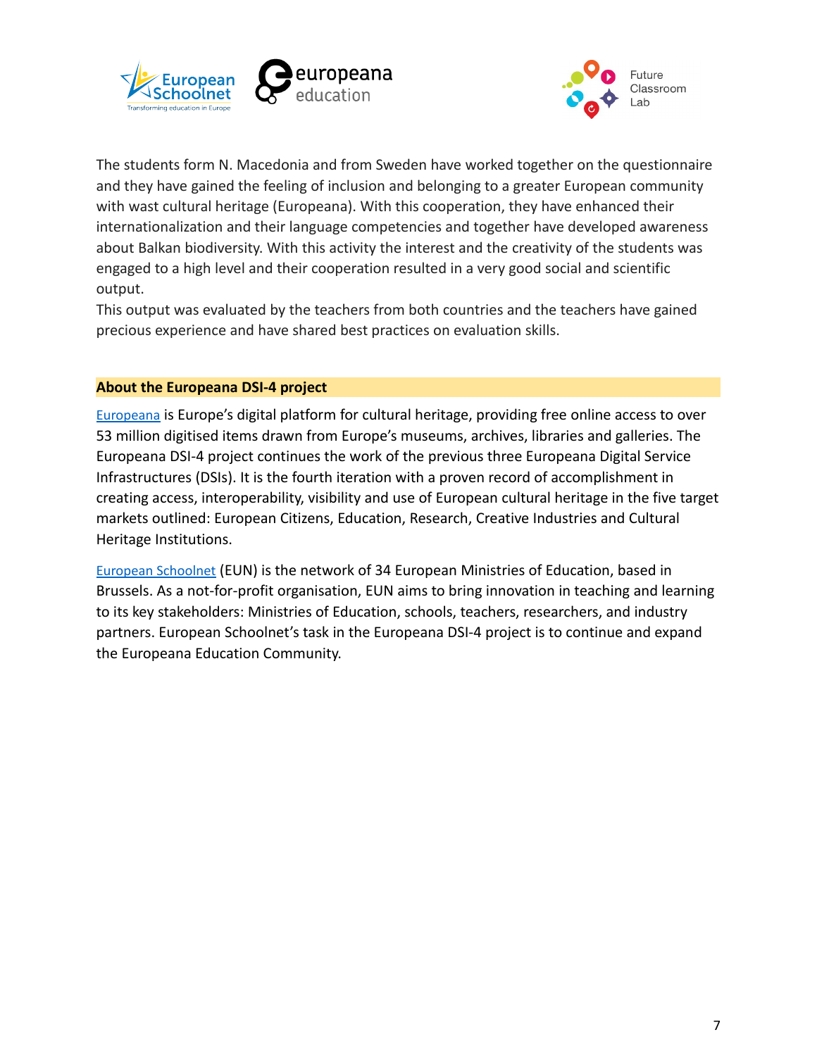The students form N. Macedonia and from Sweden have worked together on the questionnaire and they have gained the feeling of inclusion and belonging to a greater European community with wast cultural heritage (Europeana). With this cooperation, they have enhanced their internationalization and their language competencies and together have developed awareness about Balkan biodiversity. With this activity the interest and the creativity of the students was engaged to a high level and their cooperation resulted in a very good social and scientific output.
This output was evaluated by the teachers from both countries and the teachers have gained precious experience and have shared best practices on evaluation skills.

## About the Europeana DSI-4 project

Europeana is Europe's digital platform for cultural heritage, providing free online access to over 53 million digitised items drawn from Europe's museums, archives, libraries and galleries. The Europeana DSI-4 project continues the work of the previous three Europeana Digital Service Infrastructures (DSIs). It is the fourth iteration with a proven record of accomplishment in creating access, interoperability, visibility and use of European cultural heritage in the five target markets outlined: European Citizens, Education, Research, Creative Industries and Cultural Heritage Institutions.

European Schoolnet (EUN) is the network of 34 European Ministries of Education, based in Brussels. As a not-for-profit organisation, EUN aims to bring innovation in teaching and learning to its key stakeholders: Ministries of Education, schools, teachers, researchers, and industry partners. European Schoolnet's task in the Europeana DSI-4 project is to continue and expand the Europeana Education Community.